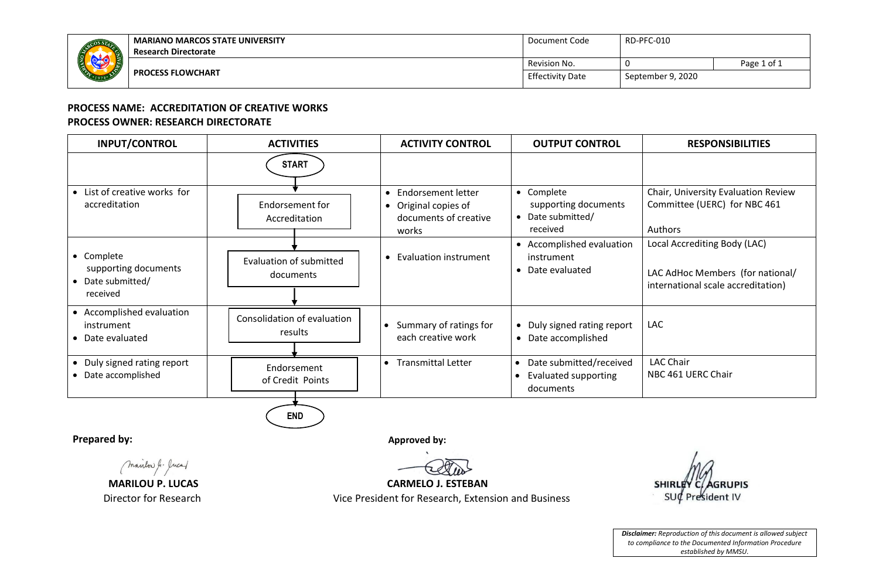| | | | |
|---|---|---|---|
| **MARIANO MARCOS STATE UNIVERSITY** **Research Directorate** | Document Code | RD-PFC-010 | |
| **PROCESS FLOWCHART** | Revision No. | 0 | Page 1 of 1 |
| | Effectivity Date | September 9, 2020 | |

**PROCESS NAME: ACCREDITATION OF CREATIVE WORKS**
**PROCESS OWNER: RESEARCH DIRECTORATE**

| INPUT/CONTROL | ACTIVITIES | ACTIVITY CONTROL | OUTPUT CONTROL | RESPONSIBILITIES |
|---|---|---|---|---|
| | START | | | |
| • List of creative works for accreditation | Endorsement for Accreditation | • Endorsement letter<br>• Original copies of documents of creative works | • Complete supporting documents<br>• Date submitted/ received | Chair, University Evaluation Review Committee (UERC) for NBC 461<br><br>Authors |
| • Complete supporting documents<br>• Date submitted/ received | Evaluation of submitted documents | • Evaluation instrument | • Accomplished evaluation instrument<br>• Date evaluated | Local Accrediting Body (LAC)<br><br>LAC AdHoc Members (for national/ international scale accreditation) |
| • Accomplished evaluation instrument<br>• Date evaluated | Consolidation of evaluation results | • Summary of ratings for each creative work | • Duly signed rating report<br>• Date accomplished | LAC |
| • Duly signed rating report<br>• Date accomplished | Endorsement of Credit Points | • Transmittal Letter | • Date submitted/received<br>• Evaluated supporting documents | LAC Chair<br>NBC 461 UERC Chair |
| | END | | | |

**Prepared by:**

**MARILOU P. LUCAS**
Director for Research

**Approved by:**

**CARMELO J. ESTEBAN**
Vice President for Research, Extension and Business

**SHIRLEY C. AGRUPIS**
SUC President IV

***Disclaimer:*** *Reproduction of this document is allowed subject to compliance to the Documented Information Procedure established by MMSU.*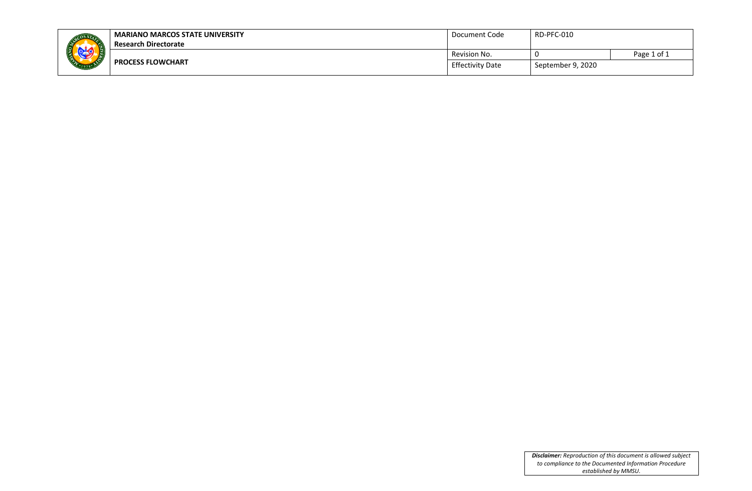| | | | | |
|---|---|---|---|---|
| | **MARIANO MARCOS STATE UNIVERSITY**<br>**Research Directorate** | Document Code | RD-PFC-010 | |
| | **PROCESS FLOWCHART** | Revision No. | 0 | Page 1 of 1 |
| | | Effectivity Date | September 9, 2020 | |

***Disclaimer:*** *Reproduction of this document is allowed subject to compliance to the Documented Information Procedure established by MMSU.*